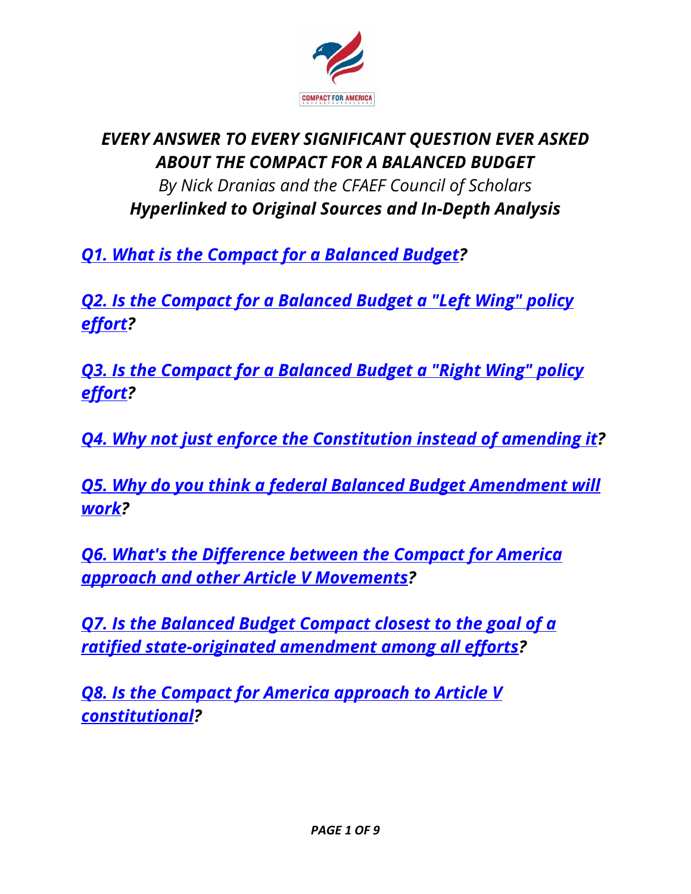# *EVERY ANSWER TO EVERY SIGNIFICANT QUESTION EVER ASKED ABOUT THE COMPACT FOR A BALANCED BUDGET*

*By Nick Dranias and the CFAEF Council of Scholars*

***Hyperlinked to Original Sources and In-Depth Analysis***

***Q1. What is the Compact for a Balanced Budget?***

***Q2. Is the Compact for a Balanced Budget a "Left Wing" policy effort?***

***Q3. Is the Compact for a Balanced Budget a "Right Wing" policy effort?***

***Q4. Why not just enforce the Constitution instead of amending it?***

***Q5. Why do you think a federal Balanced Budget Amendment will work?***

***Q6. What's the Difference between the Compact for America approach and other Article V Movements?***

***Q7. Is the Balanced Budget Compact closest to the goal of a ratified state-originated amendment among all efforts?***

***Q8. Is the Compact for America approach to Article V constitutional?***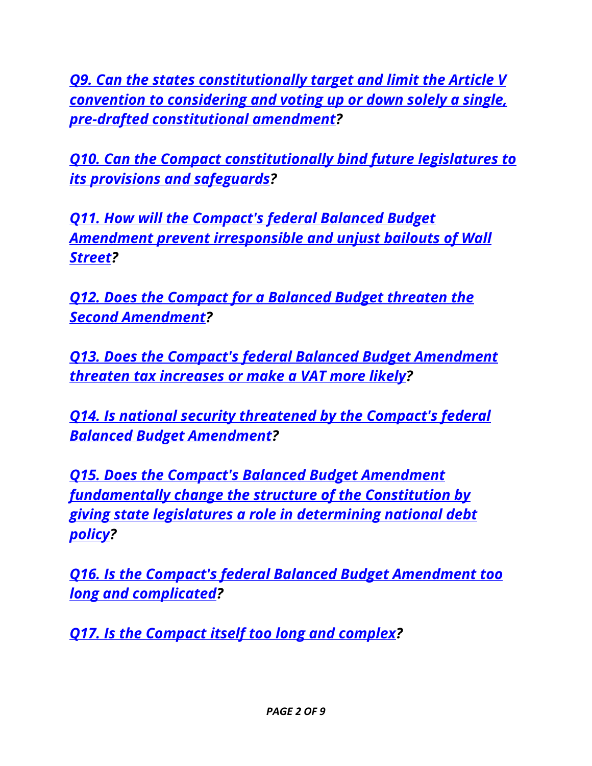***Q9. Can the states constitutionally target and limit the Article V convention to considering and voting up or down solely a single, pre-drafted constitutional amendment?***

***Q10. Can the Compact constitutionally bind future legislatures to its provisions and safeguards?***

***Q11. How will the Compact's federal Balanced Budget Amendment prevent irresponsible and unjust bailouts of Wall Street?***

***Q12. Does the Compact for a Balanced Budget threaten the Second Amendment?***

***Q13. Does the Compact's federal Balanced Budget Amendment threaten tax increases or make a VAT more likely?***

***Q14. Is national security threatened by the Compact's federal Balanced Budget Amendment?***

***Q15. Does the Compact's Balanced Budget Amendment fundamentally change the structure of the Constitution by giving state legislatures a role in determining national debt policy?***

***Q16. Is the Compact's federal Balanced Budget Amendment too long and complicated?***

***Q17. Is the Compact itself too long and complex?***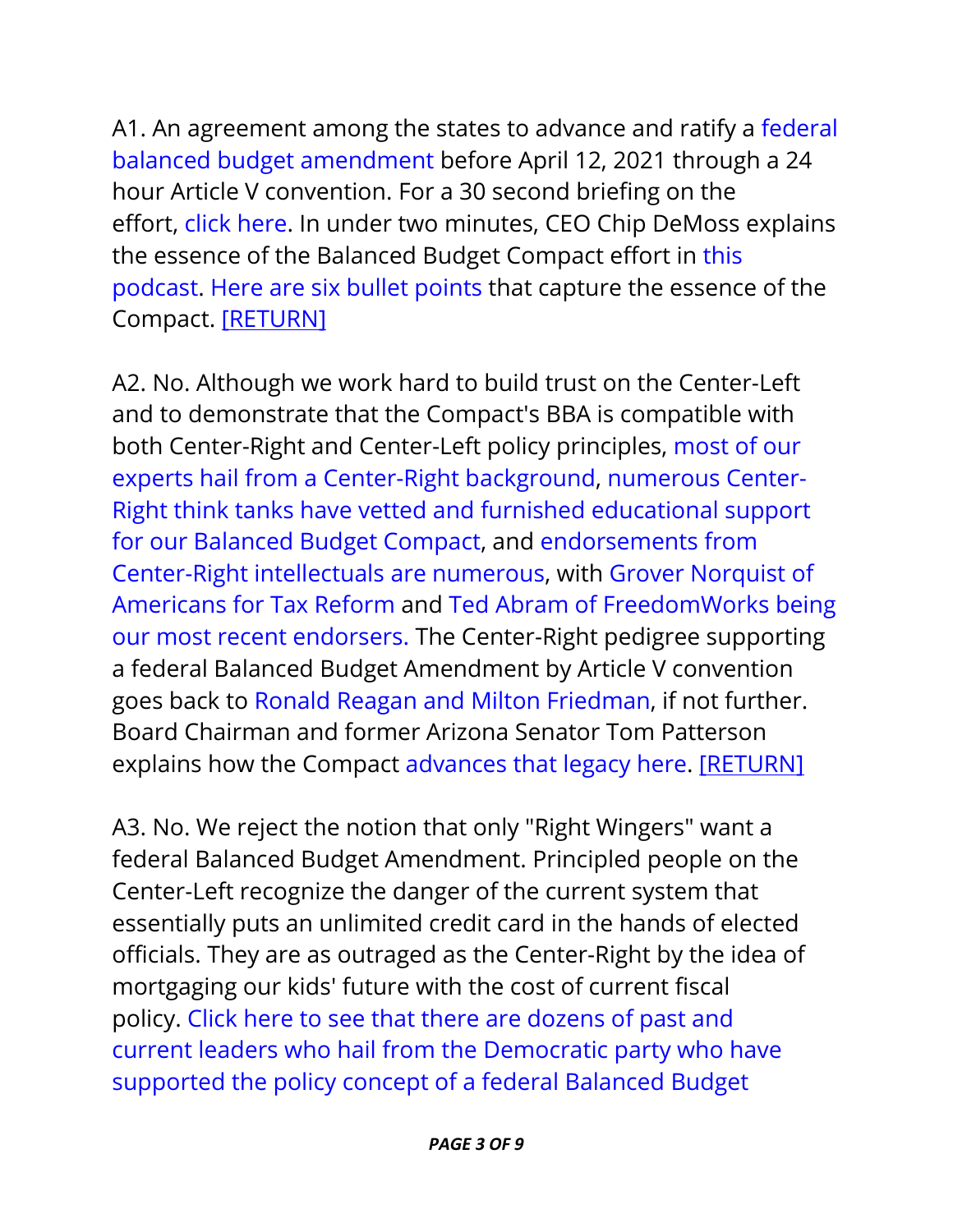A1. An agreement among the states to advance and ratify a federal balanced budget amendment before April 12, 2021 through a 24 hour Article V convention. For a 30 second briefing on the effort, click here. In under two minutes, CEO Chip DeMoss explains the essence of the Balanced Budget Compact effort in this podcast. Here are six bullet points that capture the essence of the Compact. [RETURN]

A2. No. Although we work hard to build trust on the Center-Left and to demonstrate that the Compact's BBA is compatible with both Center-Right and Center-Left policy principles, most of our experts hail from a Center-Right background, numerous Center-Right think tanks have vetted and furnished educational support for our Balanced Budget Compact, and endorsements from Center-Right intellectuals are numerous, with Grover Norquist of Americans for Tax Reform and Ted Abram of FreedomWorks being our most recent endorsers. The Center-Right pedigree supporting a federal Balanced Budget Amendment by Article V convention goes back to Ronald Reagan and Milton Friedman, if not further. Board Chairman and former Arizona Senator Tom Patterson explains how the Compact advances that legacy here. [RETURN]

A3. No. We reject the notion that only "Right Wingers" want a federal Balanced Budget Amendment. Principled people on the Center-Left recognize the danger of the current system that essentially puts an unlimited credit card in the hands of elected officials. They are as outraged as the Center-Right by the idea of mortgaging our kids' future with the cost of current fiscal policy. Click here to see that there are dozens of past and current leaders who hail from the Democratic party who have supported the policy concept of a federal Balanced Budget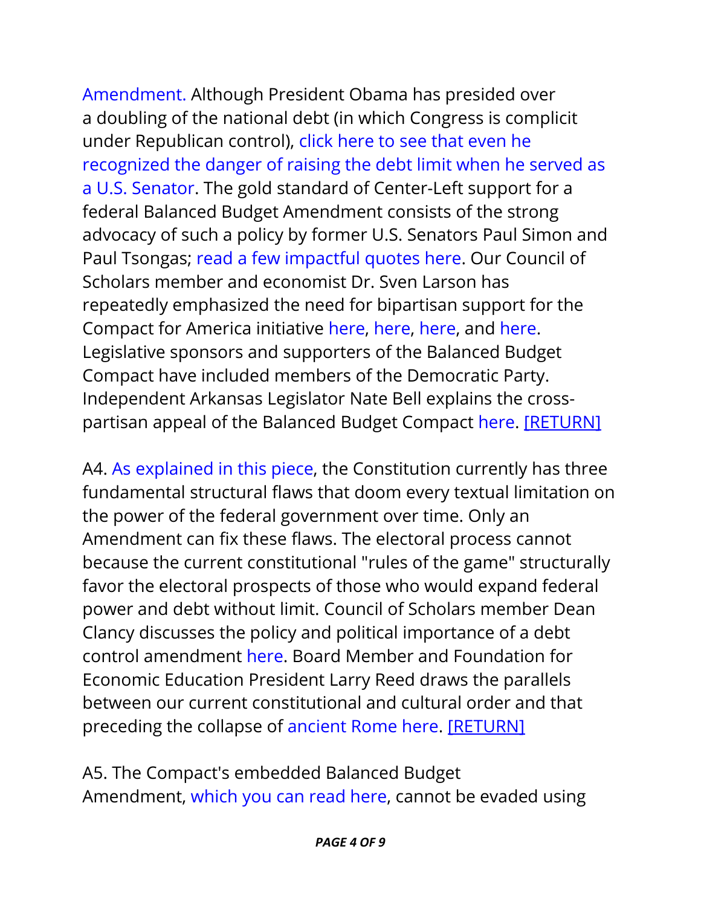Amendment. Although President Obama has presided over a doubling of the national debt (in which Congress is complicit under Republican control), click here to see that even he recognized the danger of raising the debt limit when he served as a U.S. Senator. The gold standard of Center-Left support for a federal Balanced Budget Amendment consists of the strong advocacy of such a policy by former U.S. Senators Paul Simon and Paul Tsongas; read a few impactful quotes here. Our Council of Scholars member and economist Dr. Sven Larson has repeatedly emphasized the need for bipartisan support for the Compact for America initiative here, here, here, and here. Legislative sponsors and supporters of the Balanced Budget Compact have included members of the Democratic Party. Independent Arkansas Legislator Nate Bell explains the cross-partisan appeal of the Balanced Budget Compact here. [RETURN]

A4. As explained in this piece, the Constitution currently has three fundamental structural flaws that doom every textual limitation on the power of the federal government over time. Only an Amendment can fix these flaws. The electoral process cannot because the current constitutional "rules of the game" structurally favor the electoral prospects of those who would expand federal power and debt without limit. Council of Scholars member Dean Clancy discusses the policy and political importance of a debt control amendment here. Board Member and Foundation for Economic Education President Larry Reed draws the parallels between our current constitutional and cultural order and that preceding the collapse of ancient Rome here. [RETURN]

A5. The Compact's embedded Balanced Budget Amendment, which you can read here, cannot be evaded using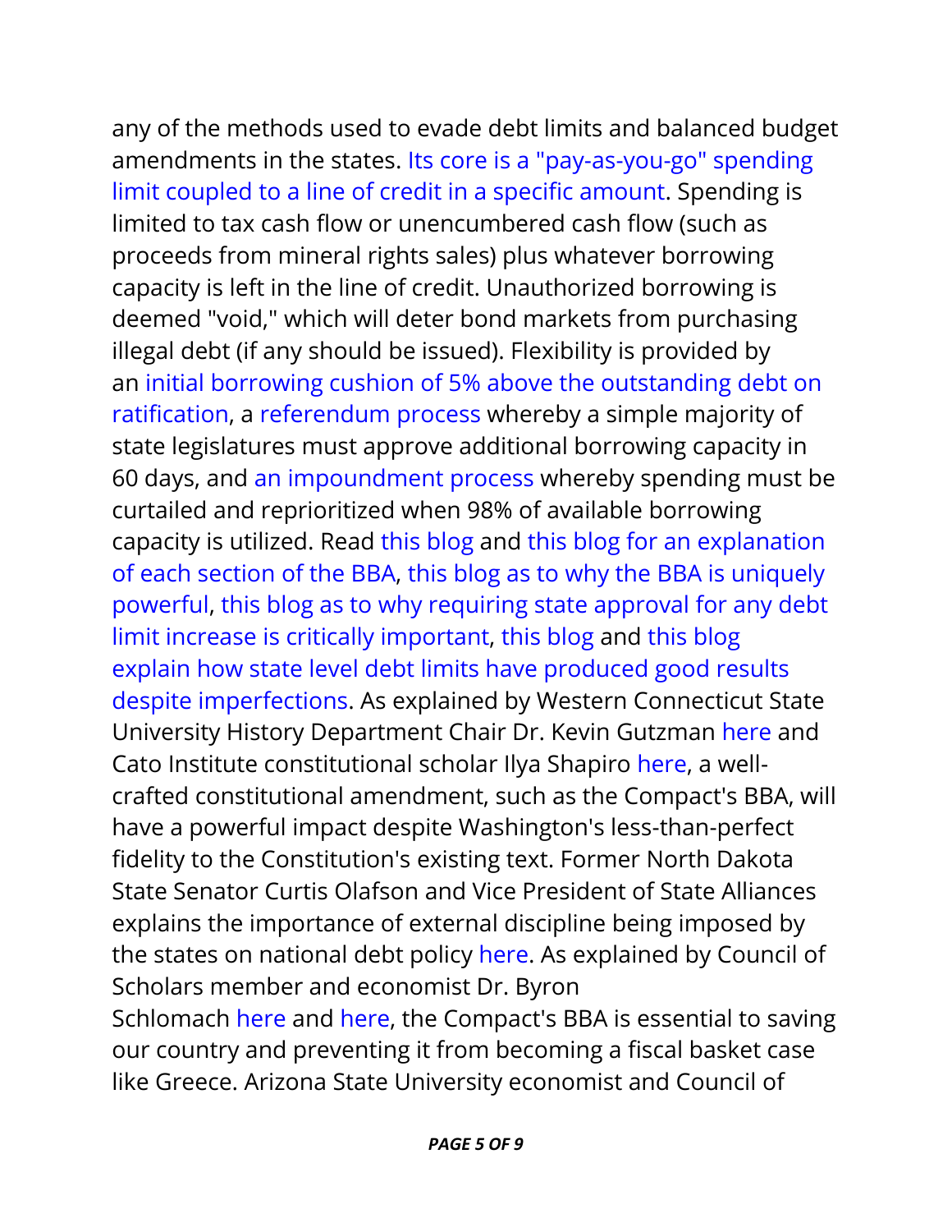any of the methods used to evade debt limits and balanced budget amendments in the states. Its core is a "pay-as-you-go" spending limit coupled to a line of credit in a specific amount. Spending is limited to tax cash flow or unencumbered cash flow (such as proceeds from mineral rights sales) plus whatever borrowing capacity is left in the line of credit. Unauthorized borrowing is deemed "void," which will deter bond markets from purchasing illegal debt (if any should be issued). Flexibility is provided by an initial borrowing cushion of 5% above the outstanding debt on ratification, a referendum process whereby a simple majority of state legislatures must approve additional borrowing capacity in 60 days, and an impoundment process whereby spending must be curtailed and reprioritized when 98% of available borrowing capacity is utilized. Read this blog and this blog for an explanation of each section of the BBA, this blog as to why the BBA is uniquely powerful, this blog as to why requiring state approval for any debt limit increase is critically important, this blog and this blog explain how state level debt limits have produced good results despite imperfections. As explained by Western Connecticut State University History Department Chair Dr. Kevin Gutzman here and Cato Institute constitutional scholar Ilya Shapiro here, a well-crafted constitutional amendment, such as the Compact's BBA, will have a powerful impact despite Washington's less-than-perfect fidelity to the Constitution's existing text. Former North Dakota State Senator Curtis Olafson and Vice President of State Alliances explains the importance of external discipline being imposed by the states on national debt policy here. As explained by Council of Scholars member and economist Dr. Byron Schlomach here and here, the Compact's BBA is essential to saving our country and preventing it from becoming a fiscal basket case like Greece. Arizona State University economist and Council of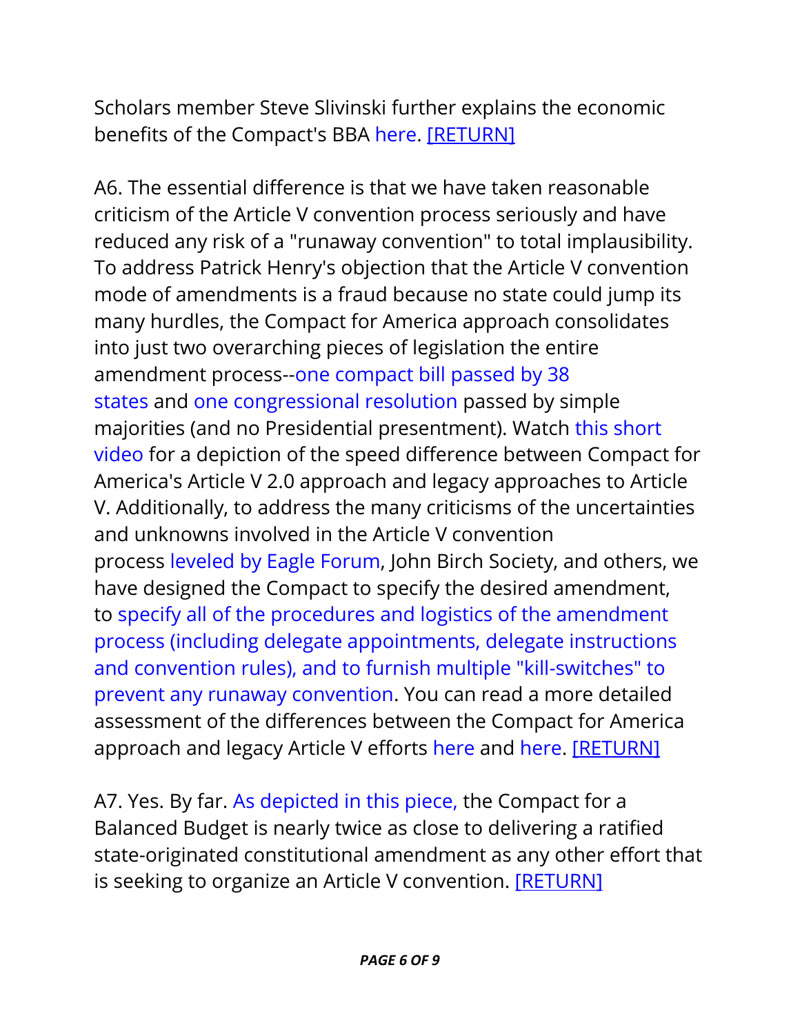Scholars member Steve Slivinski further explains the economic benefits of the Compact's BBA here. [RETURN]

A6. The essential difference is that we have taken reasonable criticism of the Article V convention process seriously and have reduced any risk of a "runaway convention" to total implausibility. To address Patrick Henry's objection that the Article V convention mode of amendments is a fraud because no state could jump its many hurdles, the Compact for America approach consolidates into just two overarching pieces of legislation the entire amendment process--one compact bill passed by 38 states and one congressional resolution passed by simple majorities (and no Presidential presentment). Watch this short video for a depiction of the speed difference between Compact for America's Article V 2.0 approach and legacy approaches to Article V. Additionally, to address the many criticisms of the uncertainties and unknowns involved in the Article V convention process leveled by Eagle Forum, John Birch Society, and others, we have designed the Compact to specify the desired amendment, to specify all of the procedures and logistics of the amendment process (including delegate appointments, delegate instructions and convention rules), and to furnish multiple "kill-switches" to prevent any runaway convention. You can read a more detailed assessment of the differences between the Compact for America approach and legacy Article V efforts here and here. [RETURN]

A7. Yes. By far. As depicted in this piece, the Compact for a Balanced Budget is nearly twice as close to delivering a ratified state-originated constitutional amendment as any other effort that is seeking to organize an Article V convention. [RETURN]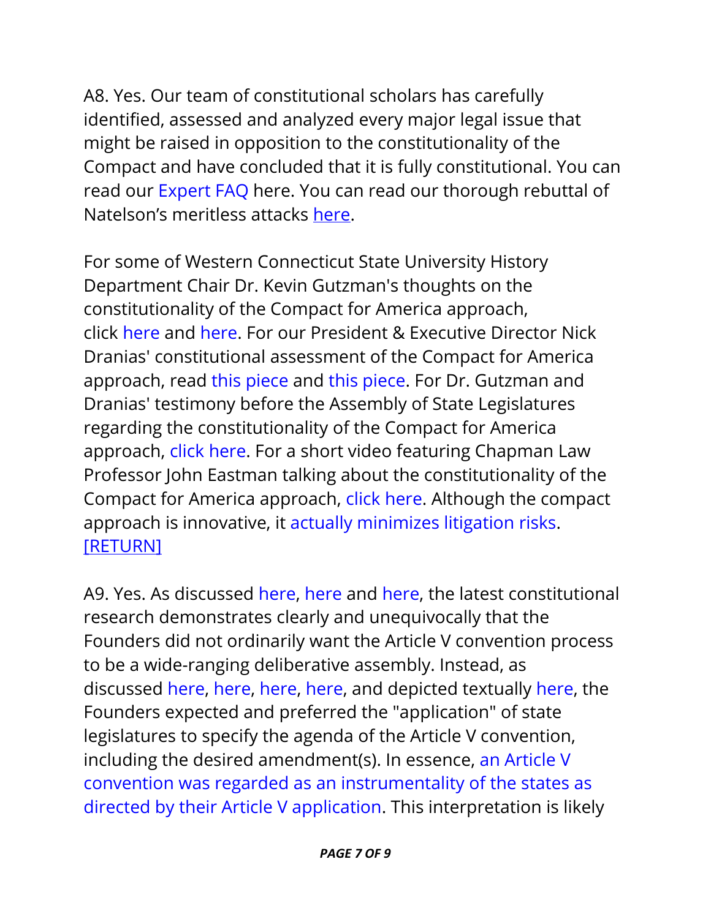A8. Yes. Our team of constitutional scholars has carefully identified, assessed and analyzed every major legal issue that might be raised in opposition to the constitutionality of the Compact and have concluded that it is fully constitutional. You can read our Expert FAQ here. You can read our thorough rebuttal of Natelson's meritless attacks here.

For some of Western Connecticut State University History Department Chair Dr. Kevin Gutzman's thoughts on the constitutionality of the Compact for America approach, click here and here. For our President & Executive Director Nick Dranias' constitutional assessment of the Compact for America approach, read this piece and this piece. For Dr. Gutzman and Dranias' testimony before the Assembly of State Legislatures regarding the constitutionality of the Compact for America approach, click here. For a short video featuring Chapman Law Professor John Eastman talking about the constitutionality of the Compact for America approach, click here. Although the compact approach is innovative, it actually minimizes litigation risks. [RETURN]

A9. Yes. As discussed here, here and here, the latest constitutional research demonstrates clearly and unequivocally that the Founders did not ordinarily want the Article V convention process to be a wide-ranging deliberative assembly. Instead, as discussed here, here, here, here, and depicted textually here, the Founders expected and preferred the "application" of state legislatures to specify the agenda of the Article V convention, including the desired amendment(s). In essence, an Article V convention was regarded as an instrumentality of the states as directed by their Article V application. This interpretation is likely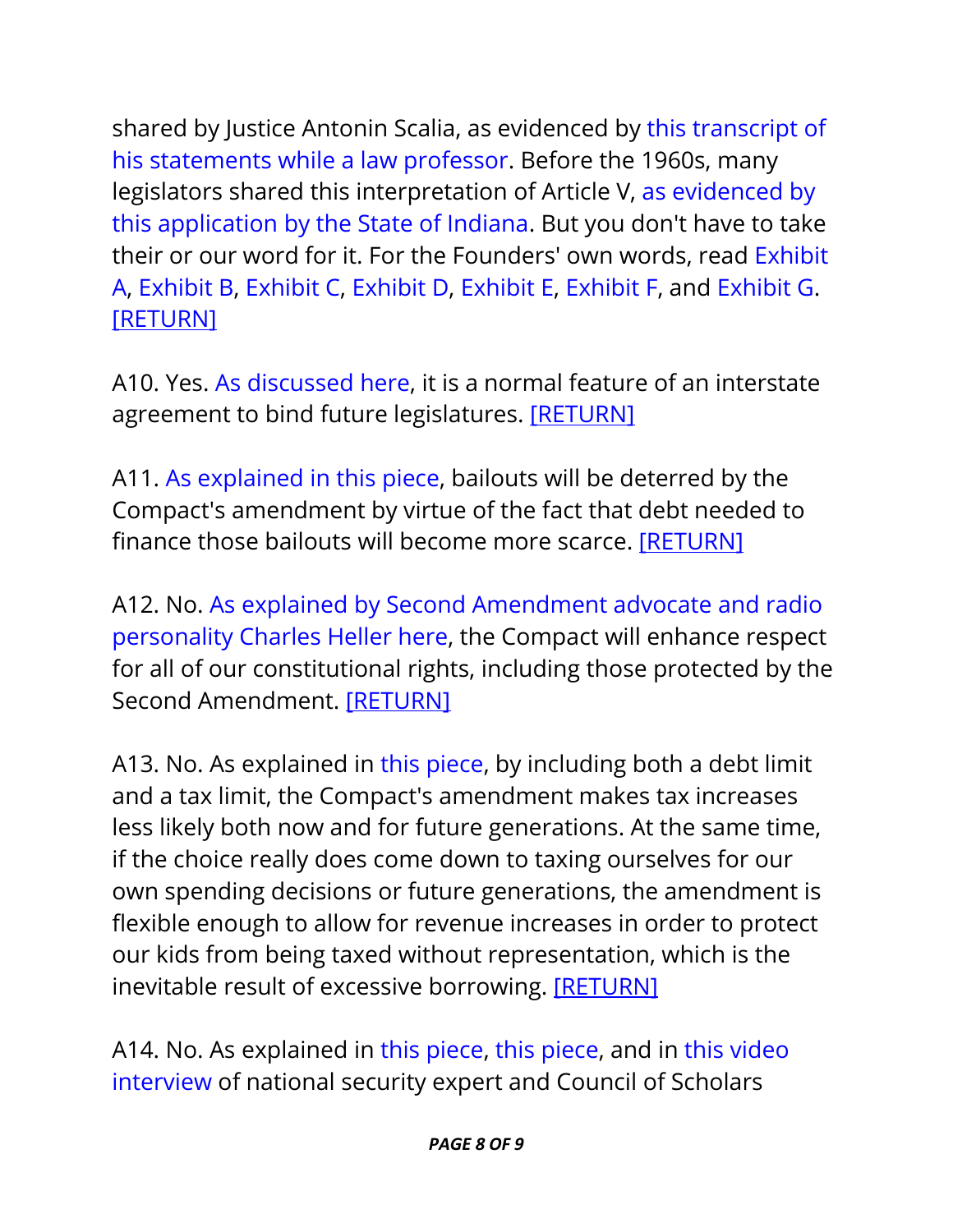shared by Justice Antonin Scalia, as evidenced by this transcript of his statements while a law professor. Before the 1960s, many legislators shared this interpretation of Article V, as evidenced by this application by the State of Indiana. But you don't have to take their or our word for it. For the Founders' own words, read Exhibit A, Exhibit B, Exhibit C, Exhibit D, Exhibit E, Exhibit F, and Exhibit G. [RETURN]

A10. Yes. As discussed here, it is a normal feature of an interstate agreement to bind future legislatures. [RETURN]

A11. As explained in this piece, bailouts will be deterred by the Compact's amendment by virtue of the fact that debt needed to finance those bailouts will become more scarce. [RETURN]

A12. No. As explained by Second Amendment advocate and radio personality Charles Heller here, the Compact will enhance respect for all of our constitutional rights, including those protected by the Second Amendment. [RETURN]

A13. No. As explained in this piece, by including both a debt limit and a tax limit, the Compact's amendment makes tax increases less likely both now and for future generations. At the same time, if the choice really does come down to taxing ourselves for our own spending decisions or future generations, the amendment is flexible enough to allow for revenue increases in order to protect our kids from being taxed without representation, which is the inevitable result of excessive borrowing. [RETURN]

A14. No. As explained in this piece, this piece, and in this video interview of national security expert and Council of Scholars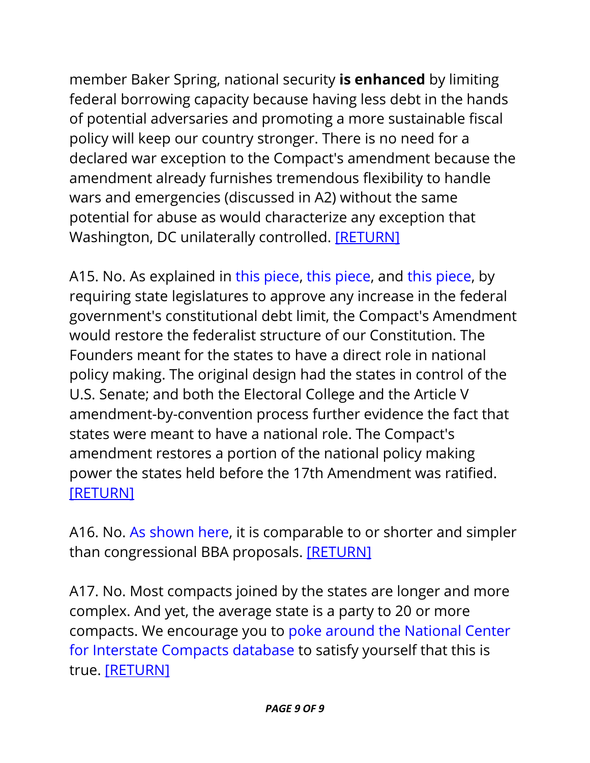member Baker Spring, national security **is enhanced** by limiting federal borrowing capacity because having less debt in the hands of potential adversaries and promoting a more sustainable fiscal policy will keep our country stronger. There is no need for a declared war exception to the Compact's amendment because the amendment already furnishes tremendous flexibility to handle wars and emergencies (discussed in A2) without the same potential for abuse as would characterize any exception that Washington, DC unilaterally controlled. [RETURN]

A15. No. As explained in this piece, this piece, and this piece, by requiring state legislatures to approve any increase in the federal government's constitutional debt limit, the Compact's Amendment would restore the federalist structure of our Constitution. The Founders meant for the states to have a direct role in national policy making. The original design had the states in control of the U.S. Senate; and both the Electoral College and the Article V amendment-by-convention process further evidence the fact that states were meant to have a national role. The Compact's amendment restores a portion of the national policy making power the states held before the 17th Amendment was ratified. [RETURN]

A16. No. As shown here, it is comparable to or shorter and simpler than congressional BBA proposals. [RETURN]

A17. No. Most compacts joined by the states are longer and more complex. And yet, the average state is a party to 20 or more compacts. We encourage you to poke around the National Center for Interstate Compacts database to satisfy yourself that this is true. [RETURN]